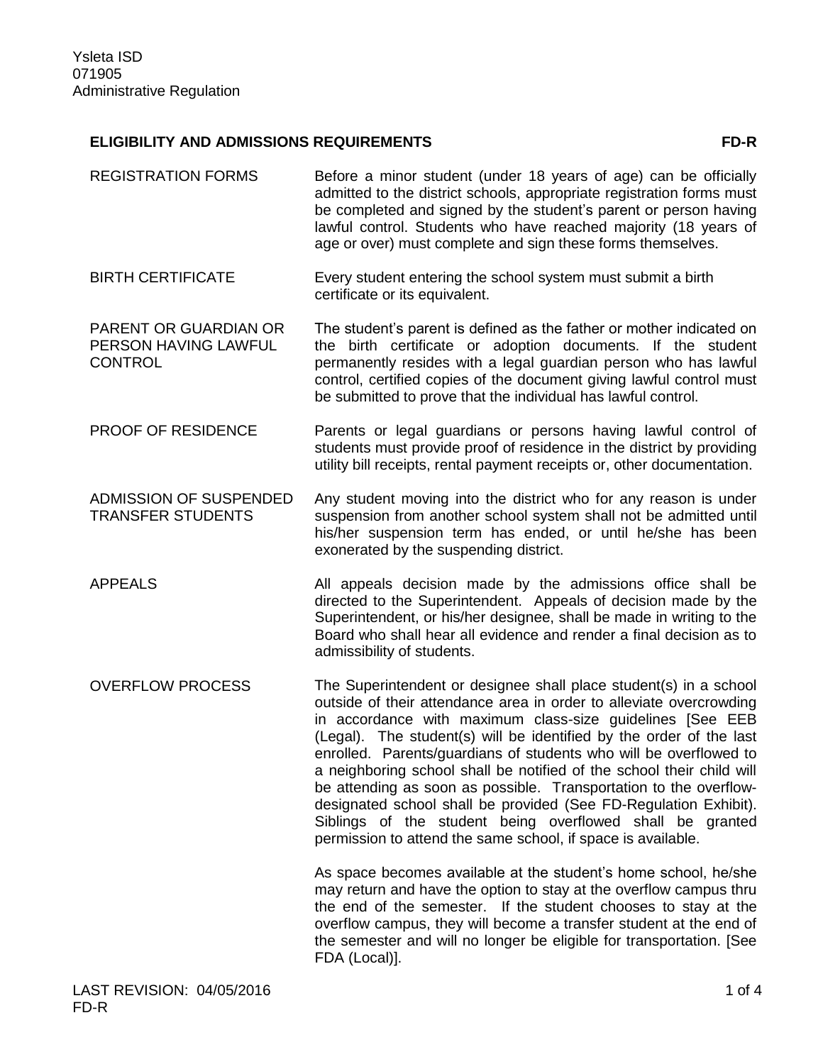Ysleta ISD
071905
Administrative Regulation

## ELIGIBILITY AND ADMISSIONS REQUIREMENTS — FD-R

**REGISTRATION FORMS**

Before a minor student (under 18 years of age) can be officially admitted to the district schools, appropriate registration forms must be completed and signed by the student's parent or person having lawful control. Students who have reached majority (18 years of age or over) must complete and sign these forms themselves.

**BIRTH CERTIFICATE**

Every student entering the school system must submit a birth certificate or its equivalent.

**PARENT OR GUARDIAN OR PERSON HAVING LAWFUL CONTROL**

The student's parent is defined as the father or mother indicated on the birth certificate or adoption documents. If the student permanently resides with a legal guardian person who has lawful control, certified copies of the document giving lawful control must be submitted to prove that the individual has lawful control.

**PROOF OF RESIDENCE**

Parents or legal guardians or persons having lawful control of students must provide proof of residence in the district by providing utility bill receipts, rental payment receipts or, other documentation.

**ADMISSION OF SUSPENDED TRANSFER STUDENTS**

Any student moving into the district who for any reason is under suspension from another school system shall not be admitted until his/her suspension term has ended, or until he/she has been exonerated by the suspending district.

**APPEALS**

All appeals decision made by the admissions office shall be directed to the Superintendent. Appeals of decision made by the Superintendent, or his/her designee, shall be made in writing to the Board who shall hear all evidence and render a final decision as to admissibility of students.

**OVERFLOW PROCESS**

The Superintendent or designee shall place student(s) in a school outside of their attendance area in order to alleviate overcrowding in accordance with maximum class-size guidelines [See EEB (Legal). The student(s) will be identified by the order of the last enrolled. Parents/guardians of students who will be overflowed to a neighboring school shall be notified of the school their child will be attending as soon as possible. Transportation to the overflow-designated school shall be provided (See FD-Regulation Exhibit). Siblings of the student being overflowed shall be granted permission to attend the same school, if space is available.

As space becomes available at the student's home school, he/she may return and have the option to stay at the overflow campus thru the end of the semester. If the student chooses to stay at the overflow campus, they will become a transfer student at the end of the semester and will no longer be eligible for transportation. [See FDA (Local)].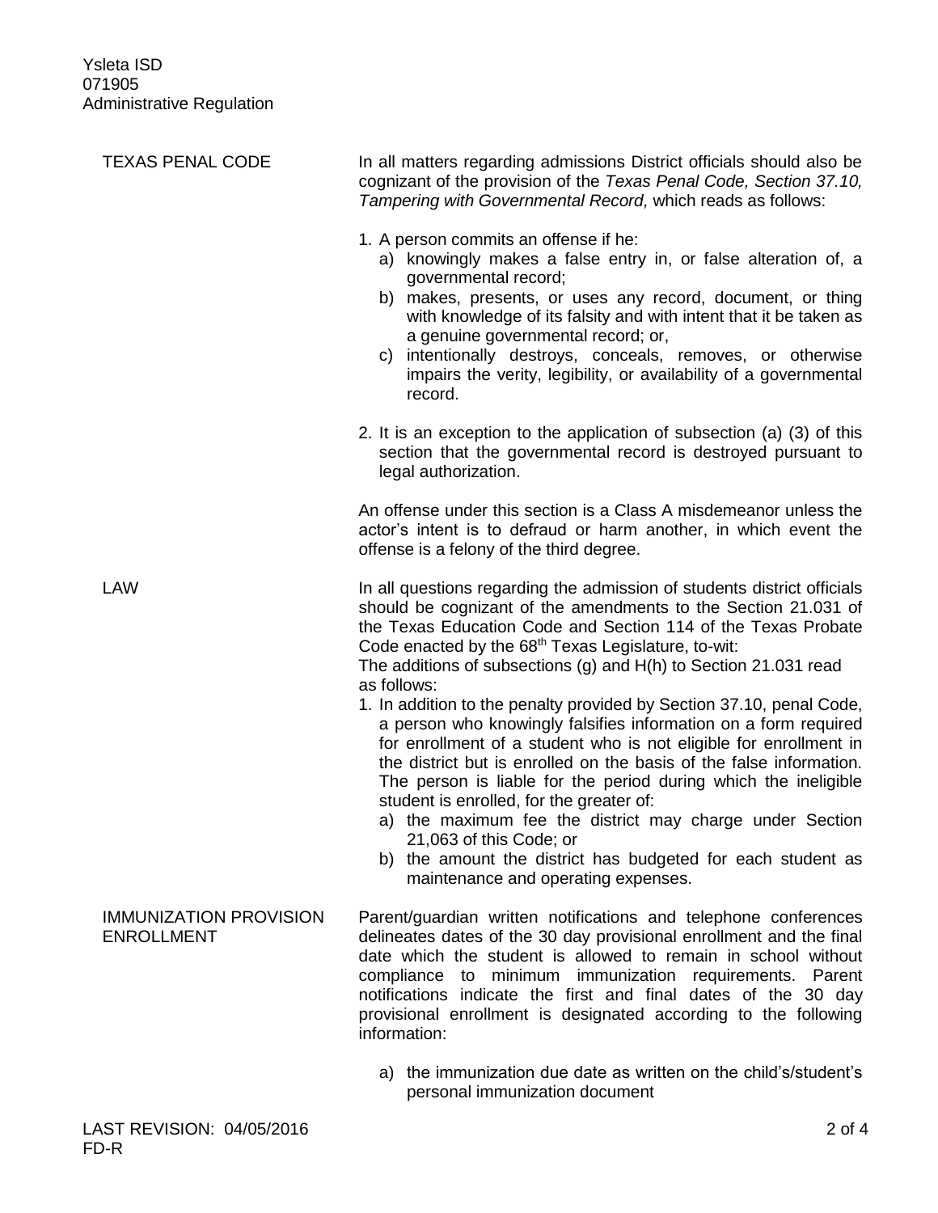## TEXAS PENAL CODE

In all matters regarding admissions District officials should also be cognizant of the provision of the *Texas Penal Code, Section 37.10, Tampering with Governmental Record,* which reads as follows:

1. A person commits an offense if he:
   a) knowingly makes a false entry in, or false alteration of, a governmental record;
   b) makes, presents, or uses any record, document, or thing with knowledge of its falsity and with intent that it be taken as a genuine governmental record; or,
   c) intentionally destroys, conceals, removes, or otherwise impairs the verity, legibility, or availability of a governmental record.

2. It is an exception to the application of subsection (a) (3) of this section that the governmental record is destroyed pursuant to legal authorization.

An offense under this section is a Class A misdemeanor unless the actor's intent is to defraud or harm another, in which event the offense is a felony of the third degree.

## LAW

In all questions regarding the admission of students district officials should be cognizant of the amendments to the Section 21.031 of the Texas Education Code and Section 114 of the Texas Probate Code enacted by the 68th Texas Legislature, to-wit:
The additions of subsections (g) and H(h) to Section 21.031 read as follows:

1. In addition to the penalty provided by Section 37.10, penal Code, a person who knowingly falsifies information on a form required for enrollment of a student who is not eligible for enrollment in the district but is enrolled on the basis of the false information. The person is liable for the period during which the ineligible student is enrolled, for the greater of:
   a) the maximum fee the district may charge under Section 21,063 of this Code; or
   b) the amount the district has budgeted for each student as maintenance and operating expenses.

## IMMUNIZATION PROVISION ENROLLMENT

Parent/guardian written notifications and telephone conferences delineates dates of the 30 day provisional enrollment and the final date which the student is allowed to remain in school without compliance to minimum immunization requirements. Parent notifications indicate the first and final dates of the 30 day provisional enrollment is designated according to the following information:

a) the immunization due date as written on the child's/student's personal immunization document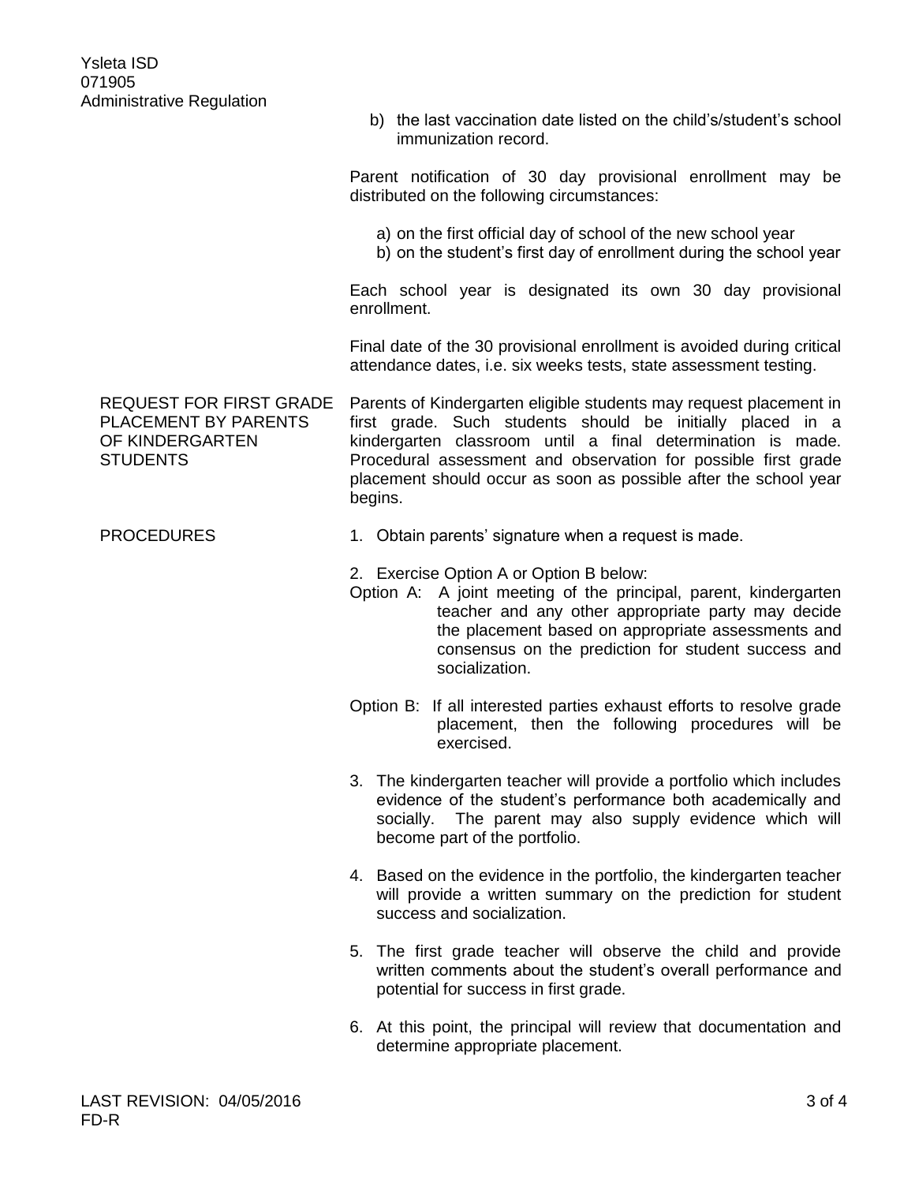b) the last vaccination date listed on the child's/student's school immunization record.

Parent notification of 30 day provisional enrollment may be distributed on the following circumstances:

a) on the first official day of school of the new school year
b) on the student's first day of enrollment during the school year

Each school year is designated its own 30 day provisional enrollment.

Final date of the 30 provisional enrollment is avoided during critical attendance dates, i.e. six weeks tests, state assessment testing.

## REQUEST FOR FIRST GRADE PLACEMENT BY PARENTS OF KINDERGARTEN STUDENTS

Parents of Kindergarten eligible students may request placement in first grade. Such students should be initially placed in a kindergarten classroom until a final determination is made. Procedural assessment and observation for possible first grade placement should occur as soon as possible after the school year begins.

## PROCEDURES

1. Obtain parents' signature when a request is made.

2. Exercise Option A or Option B below:

Option A: A joint meeting of the principal, parent, kindergarten teacher and any other appropriate party may decide the placement based on appropriate assessments and consensus on the prediction for student success and socialization.

Option B: If all interested parties exhaust efforts to resolve grade placement, then the following procedures will be exercised.

3. The kindergarten teacher will provide a portfolio which includes evidence of the student's performance both academically and socially. The parent may also supply evidence which will become part of the portfolio.

4. Based on the evidence in the portfolio, the kindergarten teacher will provide a written summary on the prediction for student success and socialization.

5. The first grade teacher will observe the child and provide written comments about the student's overall performance and potential for success in first grade.

6. At this point, the principal will review that documentation and determine appropriate placement.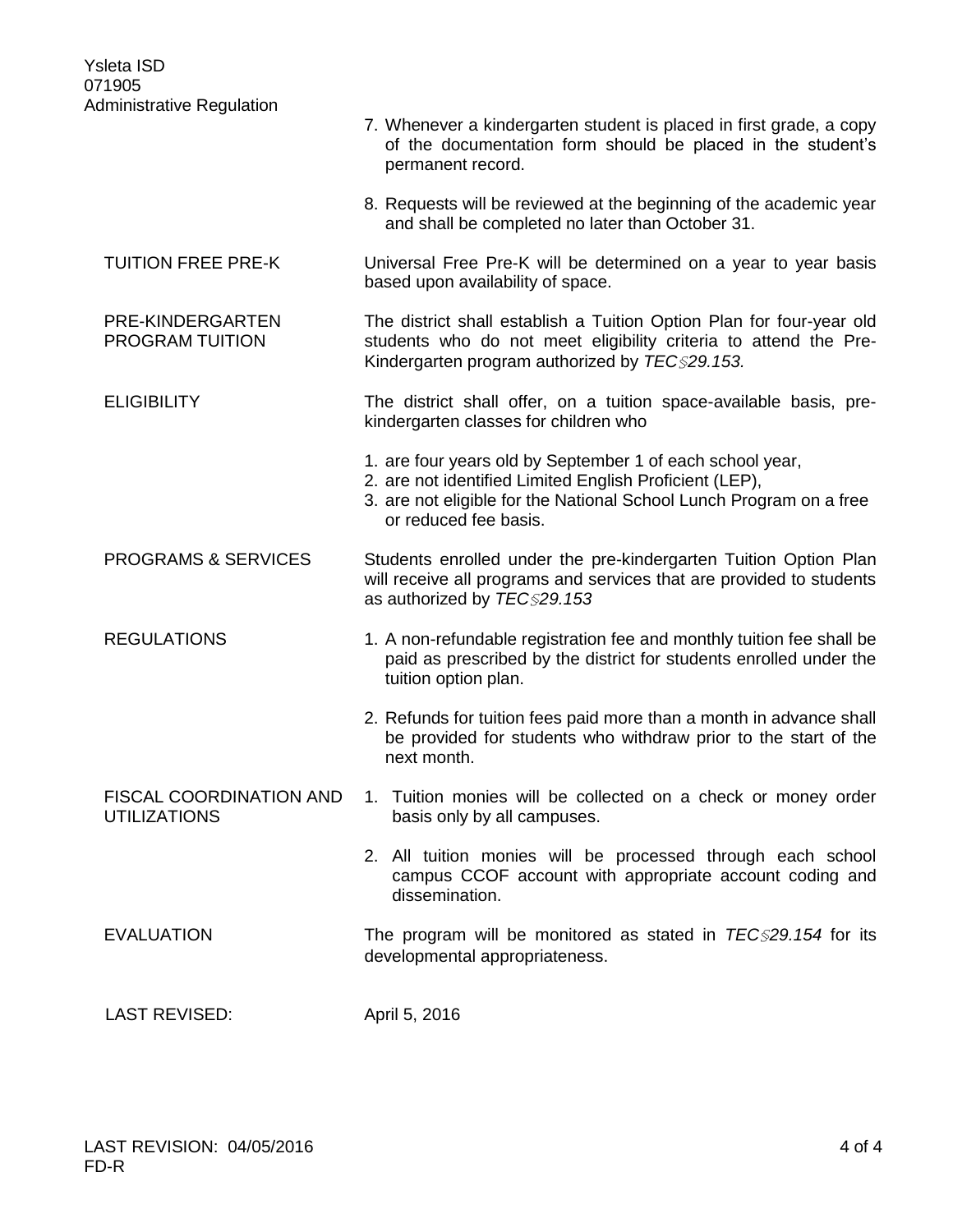7. Whenever a kindergarten student is placed in first grade, a copy of the documentation form should be placed in the student's permanent record.
8. Requests will be reviewed at the beginning of the academic year and shall be completed no later than October 31.

**TUITION FREE PRE-K**

Universal Free Pre-K will be determined on a year to year basis based upon availability of space.

**PRE-KINDERGARTEN PROGRAM TUITION**

The district shall establish a Tuition Option Plan for four-year old students who do not meet eligibility criteria to attend the Pre-Kindergarten program authorized by *TEC§29.153*.

**ELIGIBILITY**

The district shall offer, on a tuition space-available basis, pre-kindergarten classes for children who

1. are four years old by September 1 of each school year,
2. are not identified Limited English Proficient (LEP),
3. are not eligible for the National School Lunch Program on a free or reduced fee basis.

**PROGRAMS & SERVICES**

Students enrolled under the pre-kindergarten Tuition Option Plan will receive all programs and services that are provided to students as authorized by *TEC§29.153*

**REGULATIONS**

1. A non-refundable registration fee and monthly tuition fee shall be paid as prescribed by the district for students enrolled under the tuition option plan.
2. Refunds for tuition fees paid more than a month in advance shall be provided for students who withdraw prior to the start of the next month.

**FISCAL COORDINATION AND UTILIZATIONS**

1. Tuition monies will be collected on a check or money order basis only by all campuses.
2. All tuition monies will be processed through each school campus CCOF account with appropriate account coding and dissemination.

**EVALUATION**

The program will be monitored as stated in *TEC§29.154* for its developmental appropriateness.

LAST REVISED: April 5, 2016